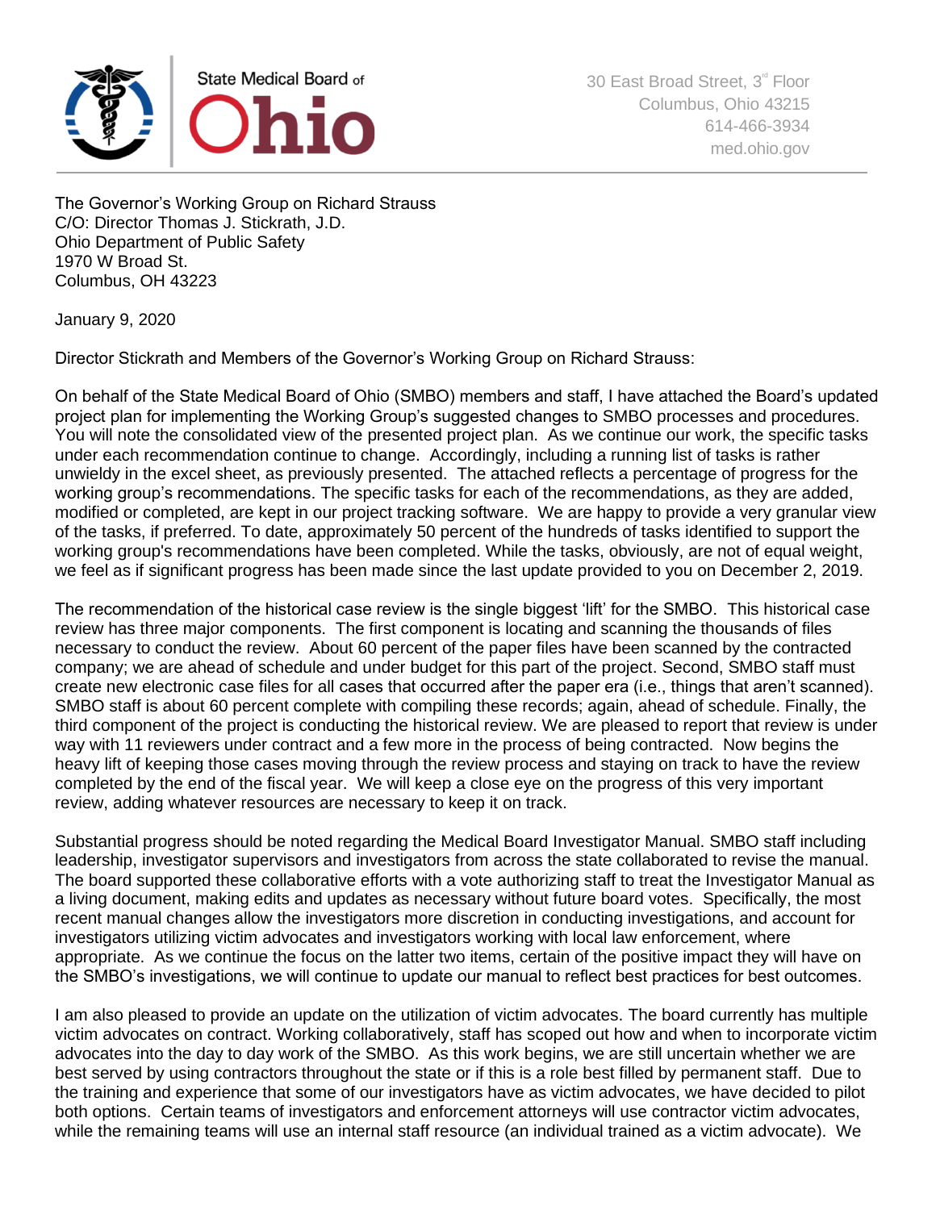State Medical Board of Ohio

30 East Broad Street, 3rd Floor
Columbus, Ohio 43215
614-466-3934
med.ohio.gov

The Governor's Working Group on Richard Strauss
C/O: Director Thomas J. Stickrath, J.D.
Ohio Department of Public Safety
1970 W Broad St.
Columbus, OH 43223

January 9, 2020

Director Stickrath and Members of the Governor's Working Group on Richard Strauss:

On behalf of the State Medical Board of Ohio (SMBO) members and staff, I have attached the Board's updated project plan for implementing the Working Group's suggested changes to SMBO processes and procedures. You will note the consolidated view of the presented project plan. As we continue our work, the specific tasks under each recommendation continue to change. Accordingly, including a running list of tasks is rather unwieldy in the excel sheet, as previously presented. The attached reflects a percentage of progress for the working group's recommendations. The specific tasks for each of the recommendations, as they are added, modified or completed, are kept in our project tracking software. We are happy to provide a very granular view of the tasks, if preferred. To date, approximately 50 percent of the hundreds of tasks identified to support the working group's recommendations have been completed. While the tasks, obviously, are not of equal weight, we feel as if significant progress has been made since the last update provided to you on December 2, 2019.

The recommendation of the historical case review is the single biggest 'lift' for the SMBO. This historical case review has three major components. The first component is locating and scanning the thousands of files necessary to conduct the review. About 60 percent of the paper files have been scanned by the contracted company; we are ahead of schedule and under budget for this part of the project. Second, SMBO staff must create new electronic case files for all cases that occurred after the paper era (i.e., things that aren't scanned). SMBO staff is about 60 percent complete with compiling these records; again, ahead of schedule. Finally, the third component of the project is conducting the historical review. We are pleased to report that review is under way with 11 reviewers under contract and a few more in the process of being contracted. Now begins the heavy lift of keeping those cases moving through the review process and staying on track to have the review completed by the end of the fiscal year. We will keep a close eye on the progress of this very important review, adding whatever resources are necessary to keep it on track.

Substantial progress should be noted regarding the Medical Board Investigator Manual. SMBO staff including leadership, investigator supervisors and investigators from across the state collaborated to revise the manual. The board supported these collaborative efforts with a vote authorizing staff to treat the Investigator Manual as a living document, making edits and updates as necessary without future board votes. Specifically, the most recent manual changes allow the investigators more discretion in conducting investigations, and account for investigators utilizing victim advocates and investigators working with local law enforcement, where appropriate. As we continue the focus on the latter two items, certain of the positive impact they will have on the SMBO's investigations, we will continue to update our manual to reflect best practices for best outcomes.

I am also pleased to provide an update on the utilization of victim advocates. The board currently has multiple victim advocates on contract. Working collaboratively, staff has scoped out how and when to incorporate victim advocates into the day to day work of the SMBO. As this work begins, we are still uncertain whether we are best served by using contractors throughout the state or if this is a role best filled by permanent staff. Due to the training and experience that some of our investigators have as victim advocates, we have decided to pilot both options. Certain teams of investigators and enforcement attorneys will use contractor victim advocates, while the remaining teams will use an internal staff resource (an individual trained as a victim advocate). We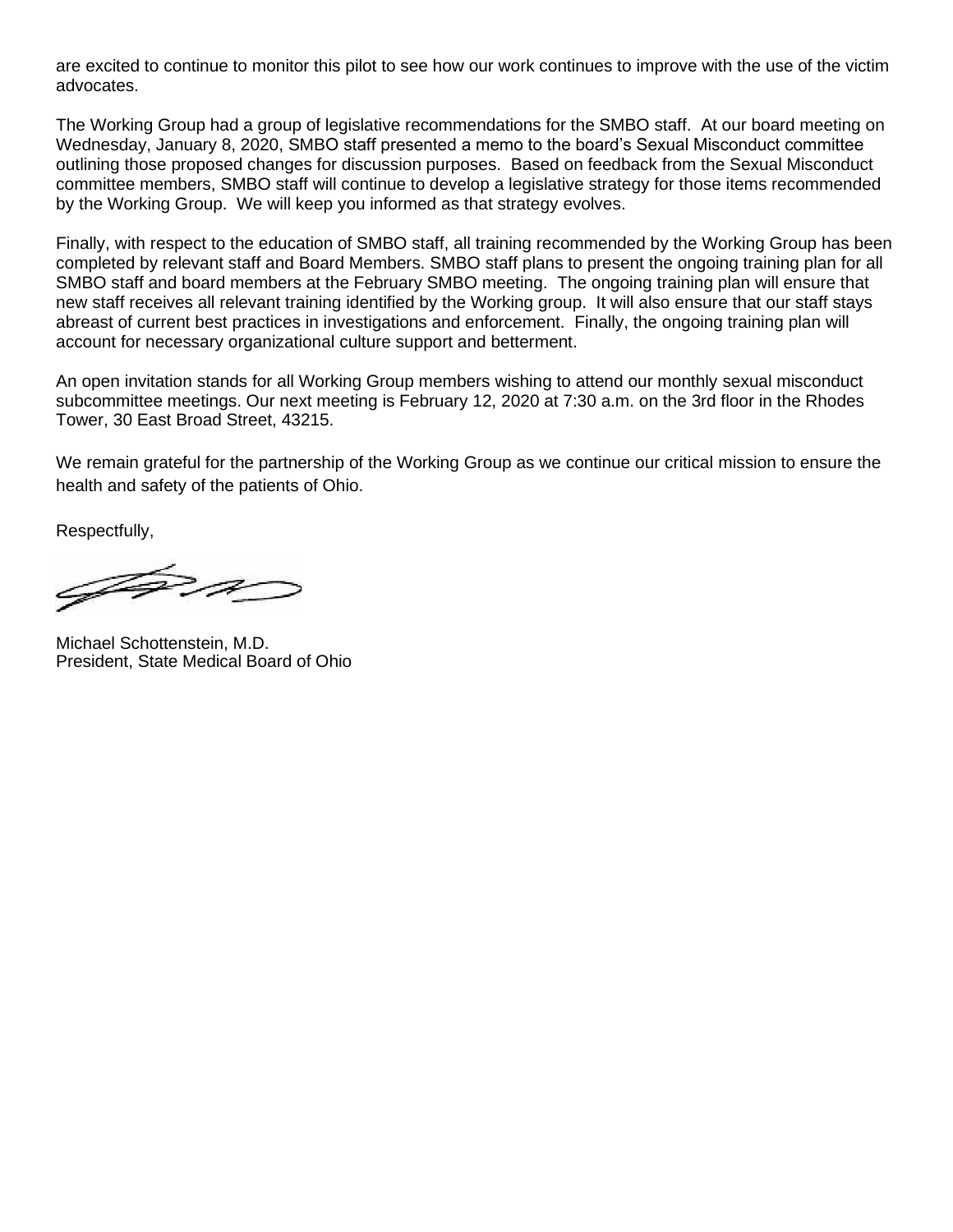are excited to continue to monitor this pilot to see how our work continues to improve with the use of the victim advocates.

The Working Group had a group of legislative recommendations for the SMBO staff. At our board meeting on Wednesday, January 8, 2020, SMBO staff presented a memo to the board's Sexual Misconduct committee outlining those proposed changes for discussion purposes. Based on feedback from the Sexual Misconduct committee members, SMBO staff will continue to develop a legislative strategy for those items recommended by the Working Group. We will keep you informed as that strategy evolves.

Finally, with respect to the education of SMBO staff, all training recommended by the Working Group has been completed by relevant staff and Board Members. SMBO staff plans to present the ongoing training plan for all SMBO staff and board members at the February SMBO meeting. The ongoing training plan will ensure that new staff receives all relevant training identified by the Working group. It will also ensure that our staff stays abreast of current best practices in investigations and enforcement. Finally, the ongoing training plan will account for necessary organizational culture support and betterment.

An open invitation stands for all Working Group members wishing to attend our monthly sexual misconduct subcommittee meetings. Our next meeting is February 12, 2020 at 7:30 a.m. on the 3rd floor in the Rhodes Tower, 30 East Broad Street, 43215.

We remain grateful for the partnership of the Working Group as we continue our critical mission to ensure the health and safety of the patients of Ohio.

Respectfully,

Michael Schottenstein, M.D.
President, State Medical Board of Ohio